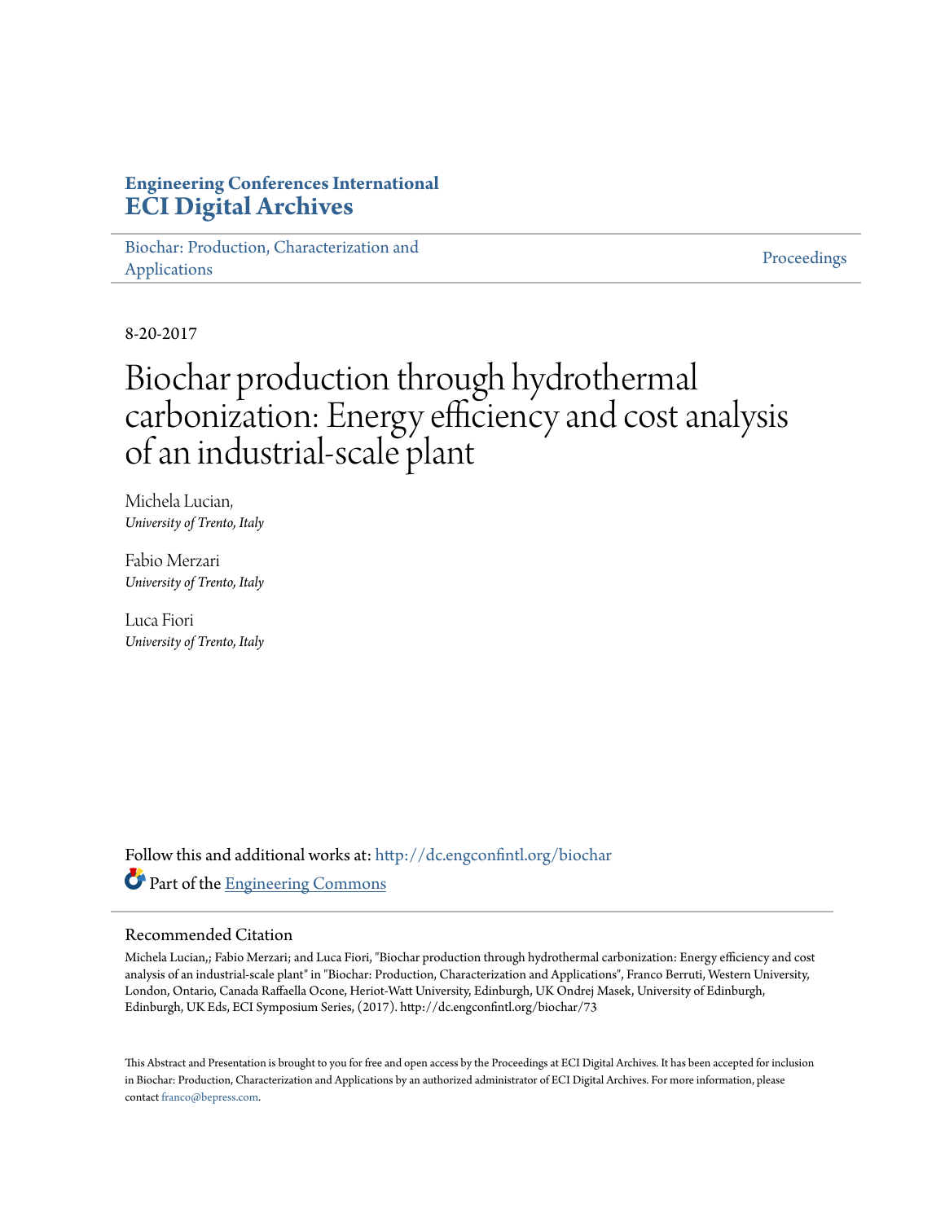**Engineering Conferences International**
**ECI Digital Archives**

Biochar: Production, Characterization and Applications | Proceedings

8-20-2017

# Biochar production through hydrothermal carbonization: Energy efficiency and cost analysis of an industrial-scale plant

Michela Lucian,
*University of Trento, Italy*

Fabio Merzari
*University of Trento, Italy*

Luca Fiori
*University of Trento, Italy*

Follow this and additional works at: http://dc.engconfintl.org/biochar

Part of the Engineering Commons

## Recommended Citation

Michela Lucian,; Fabio Merzari; and Luca Fiori, "Biochar production through hydrothermal carbonization: Energy efficiency and cost analysis of an industrial-scale plant" in "Biochar: Production, Characterization and Applications", Franco Berruti, Western University, London, Ontario, Canada Raffaella Ocone, Heriot-Watt University, Edinburgh, UK Ondrej Masek, University of Edinburgh, Edinburgh, UK Eds, ECI Symposium Series, (2017). http://dc.engconfintl.org/biochar/73

This Abstract and Presentation is brought to you for free and open access by the Proceedings at ECI Digital Archives. It has been accepted for inclusion in Biochar: Production, Characterization and Applications by an authorized administrator of ECI Digital Archives. For more information, please contact franco@bepress.com.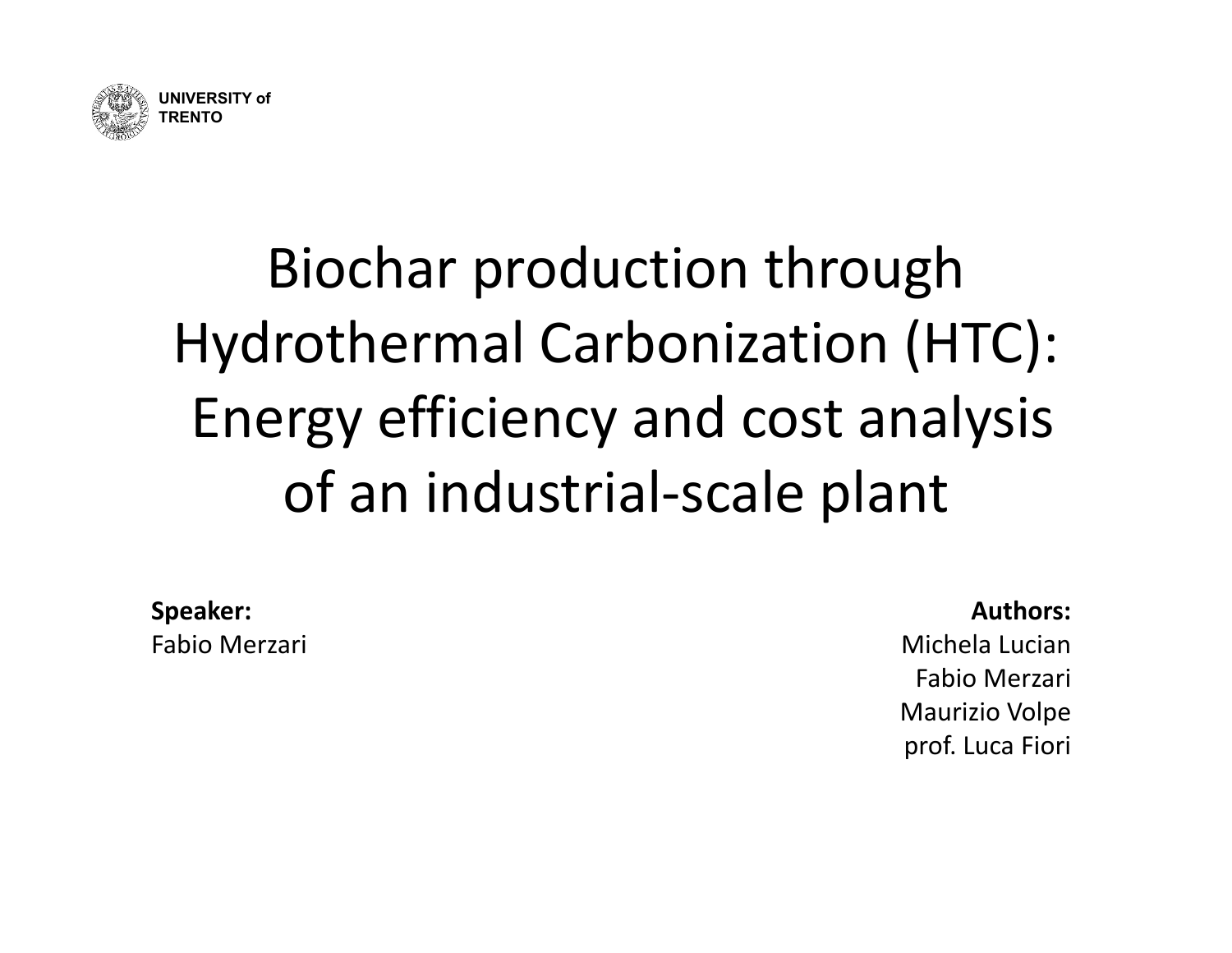UNIVERSITY of TRENTO

# Biochar production through Hydrothermal Carbonization (HTC): Energy efficiency and cost analysis of an industrial-scale plant

**Speaker:**
Fabio Merzari

**Authors:**
Michela Lucian
Fabio Merzari
Maurizio Volpe
prof. Luca Fiori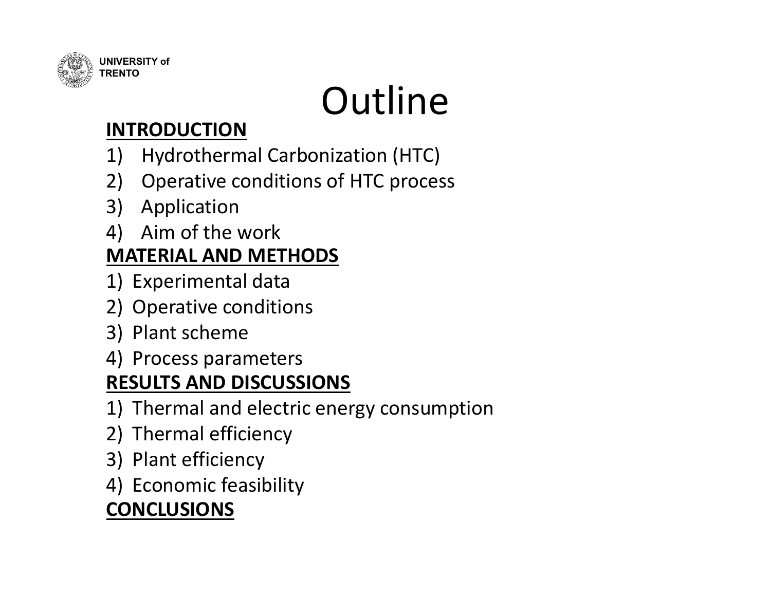UNIVERSITY of TRENTO

# Outline

**INTRODUCTION**

1) Hydrothermal Carbonization (HTC)
2) Operative conditions of HTC process
3) Application
4) Aim of the work

**MATERIAL AND METHODS**

1) Experimental data
2) Operative conditions
3) Plant scheme
4) Process parameters

**RESULTS AND DISCUSSIONS**

1) Thermal and electric energy consumption
2) Thermal efficiency
3) Plant efficiency
4) Economic feasibility

**CONCLUSIONS**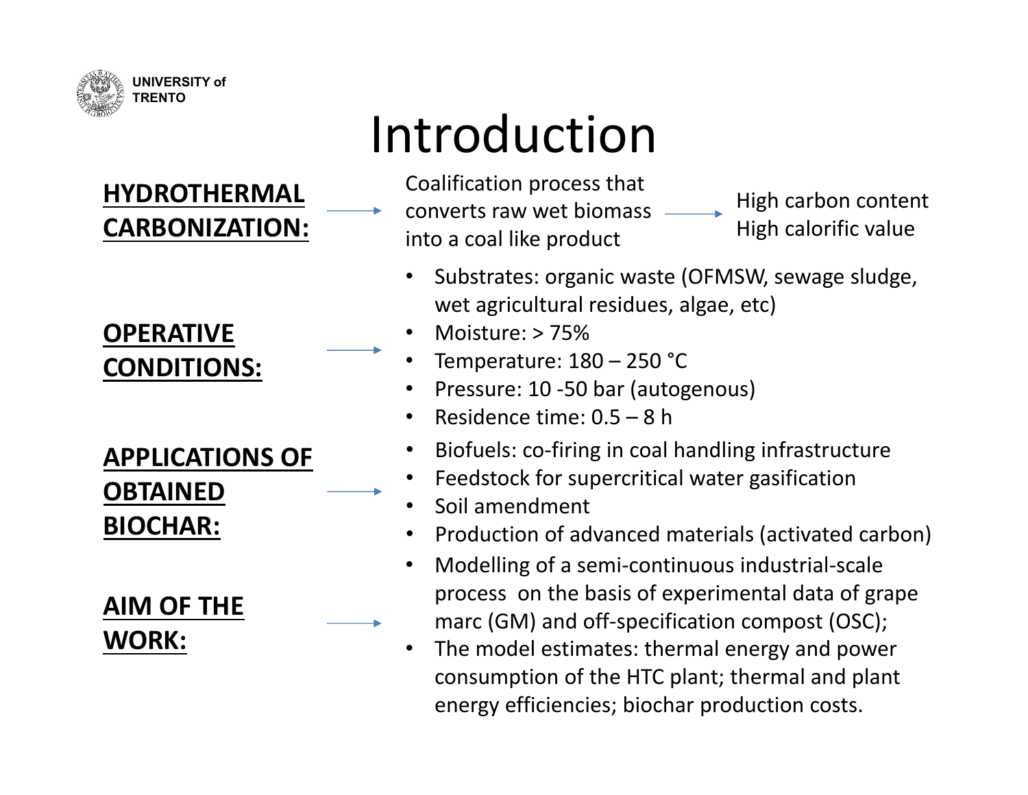# Introduction

**HYDROTHERMAL CARBONIZATION:** → Coalification process that converts raw wet biomass into a coal like product → High carbon content, High calorific value

**OPERATIVE CONDITIONS:** →

- Substrates: organic waste (OFMSW, sewage sludge, wet agricultural residues, algae, etc)
- Moisture: > 75%
- Temperature: 180 – 250 °C
- Pressure: 10 -50 bar (autogenous)
- Residence time: 0.5 – 8 h

**APPLICATIONS OF OBTAINED BIOCHAR:** →

- Biofuels: co-firing in coal handling infrastructure
- Feedstock for supercritical water gasification
- Soil amendment
- Production of advanced materials (activated carbon)

**AIM OF THE WORK:** →

- Modelling of a semi-continuous industrial-scale process on the basis of experimental data of grape marc (GM) and off-specification compost (OSC);
- The model estimates: thermal energy and power consumption of the HTC plant; thermal and plant energy efficiencies; biochar production costs.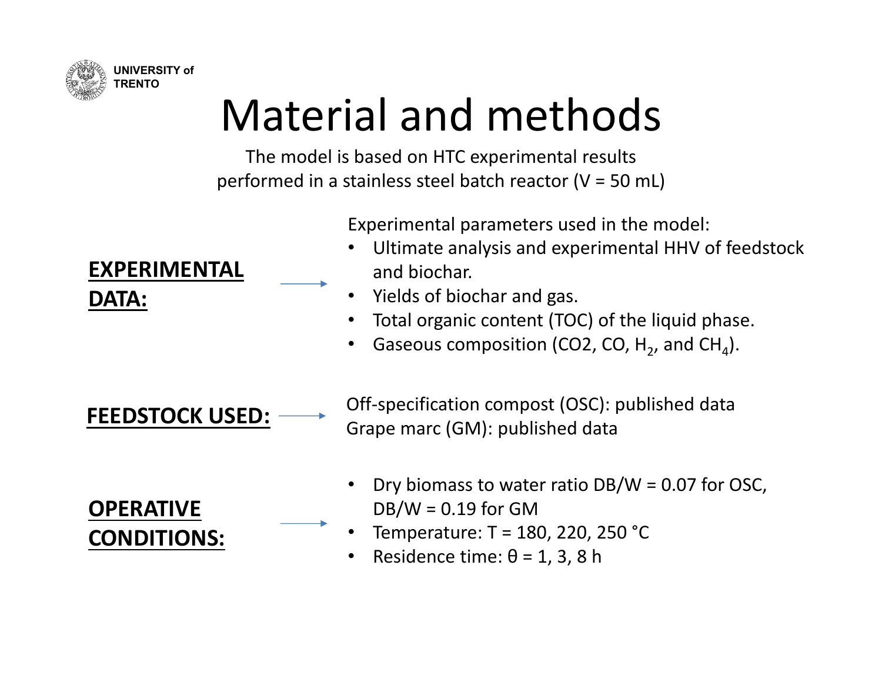UNIVERSITY of TRENTO

# Material and methods

The model is based on HTC experimental results performed in a stainless steel batch reactor (V = 50 mL)

**EXPERIMENTAL DATA:** →

Experimental parameters used in the model:

- Ultimate analysis and experimental HHV of feedstock and biochar.
- Yields of biochar and gas.
- Total organic content (TOC) of the liquid phase.
- Gaseous composition (CO2, CO, $H_2$, and $CH_4$).

**FEEDSTOCK USED:** →

Off-specification compost (OSC): published data
Grape marc (GM): published data

**OPERATIVE CONDITIONS:** →

- Dry biomass to water ratio DB/W = 0.07 for OSC, DB/W = 0.19 for GM
- Temperature: T = 180, 220, 250 °C
- Residence time: θ = 1, 3, 8 h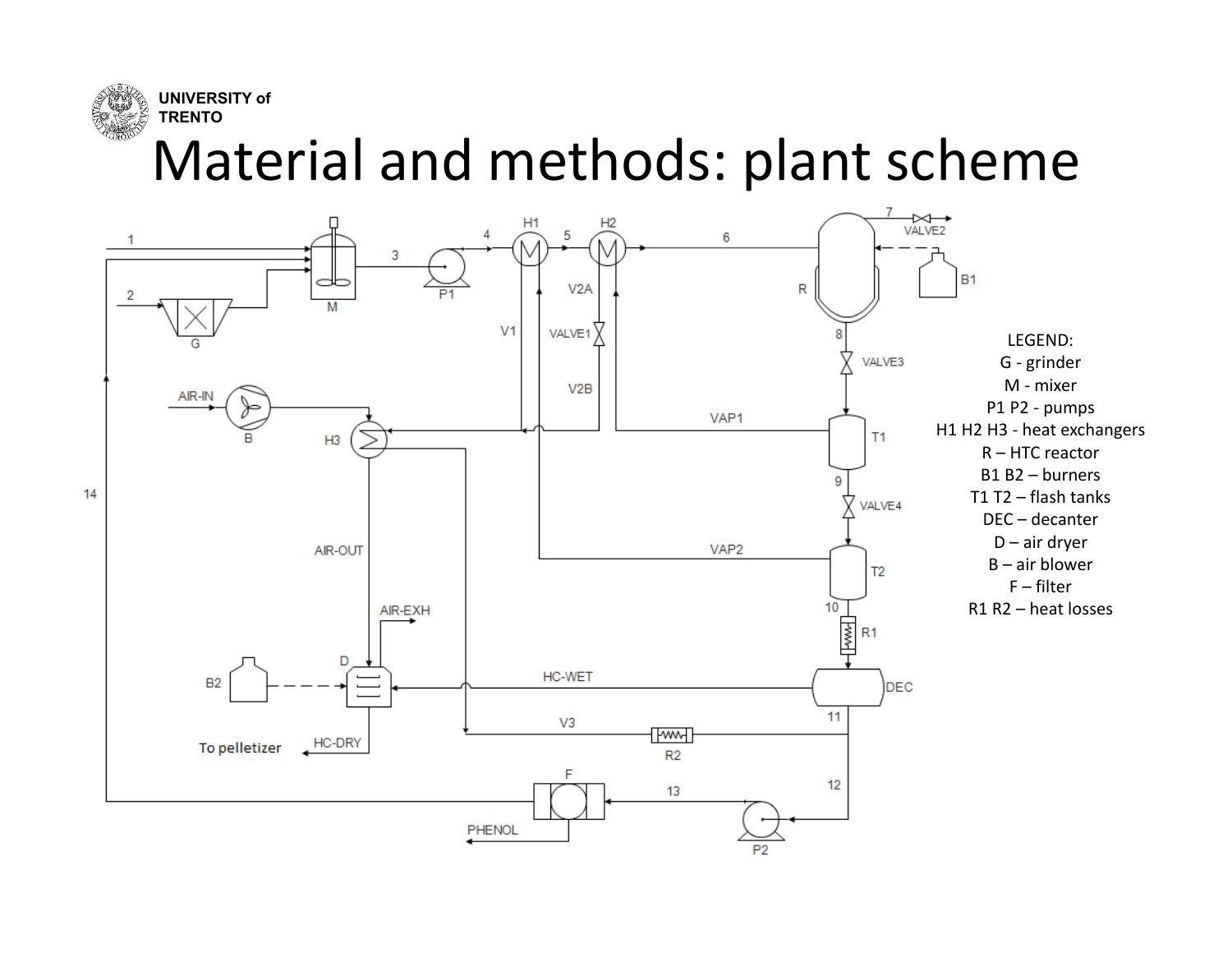# Material and methods: plant scheme

LEGEND:

G - grinder

M - mixer

P1 P2 - pumps

H1 H2 H3 - heat exchangers

R – HTC reactor

B1 B2 – burners

T1 T2 – flash tanks

DEC – decanter

D – air dryer

B – air blower

F – filter

R1 R2 – heat losses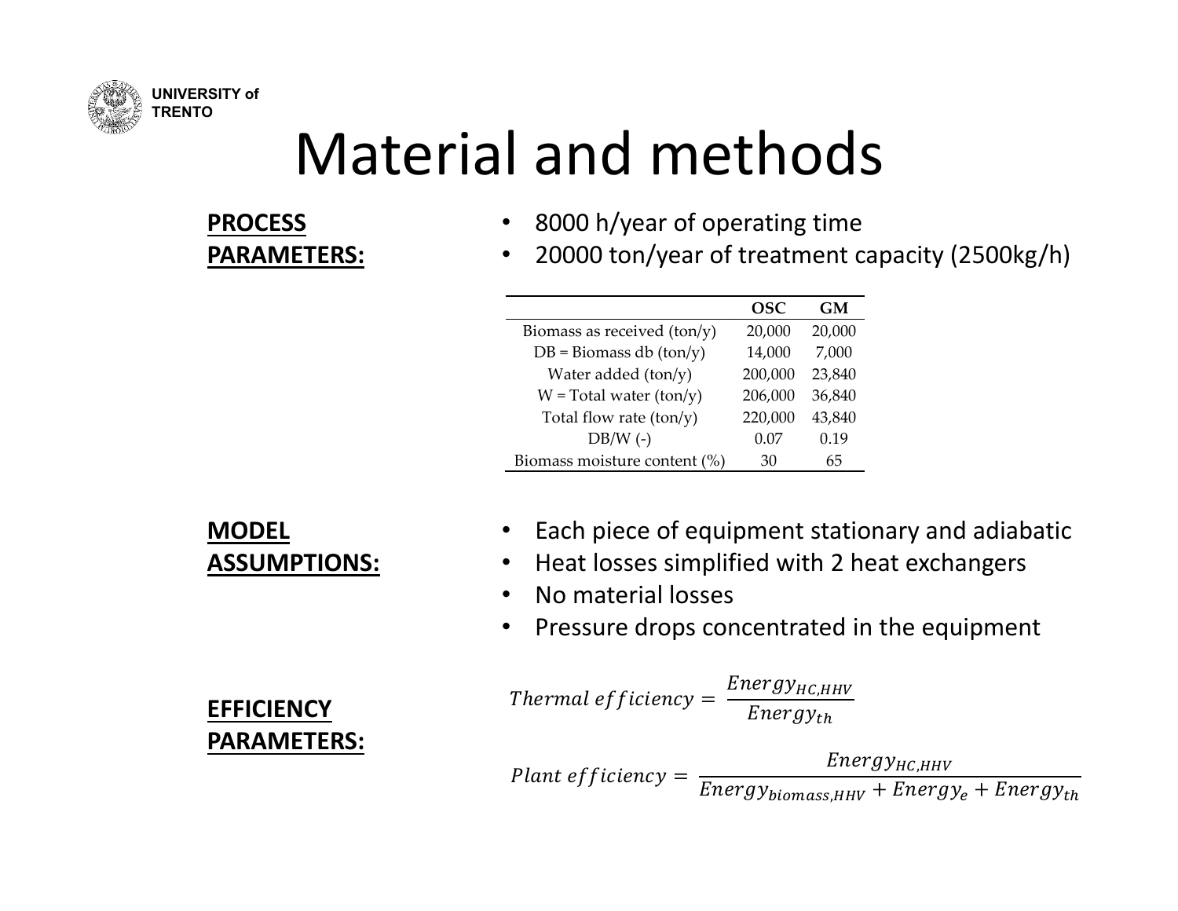# Material and methods

**PROCESS PARAMETERS:**

- 8000 h/year of operating time
- 20000 ton/year of treatment capacity (2500kg/h)

| | OSC | GM |
|---|---|---|
| Biomass as received (ton/y) | 20,000 | 20,000 |
| DB = Biomass db (ton/y) | 14,000 | 7,000 |
| Water added (ton/y) | 200,000 | 23,840 |
| W = Total water (ton/y) | 206,000 | 36,840 |
| Total flow rate (ton/y) | 220,000 | 43,840 |
| DB/W (-) | 0.07 | 0.19 |
| Biomass moisture content (%) | 30 | 65 |

**MODEL ASSUMPTIONS:**

- Each piece of equipment stationary and adiabatic
- Heat losses simplified with 2 heat exchangers
- No material losses
- Pressure drops concentrated in the equipment

**EFFICIENCY PARAMETERS:**

$$Thermal\ efficiency = \frac{Energy_{HC,HHV}}{Energy_{th}}$$

$$Plant\ efficiency = \frac{Energy_{HC,HHV}}{Energy_{biomass,HHV} + Energy_{e} + Energy_{th}}$$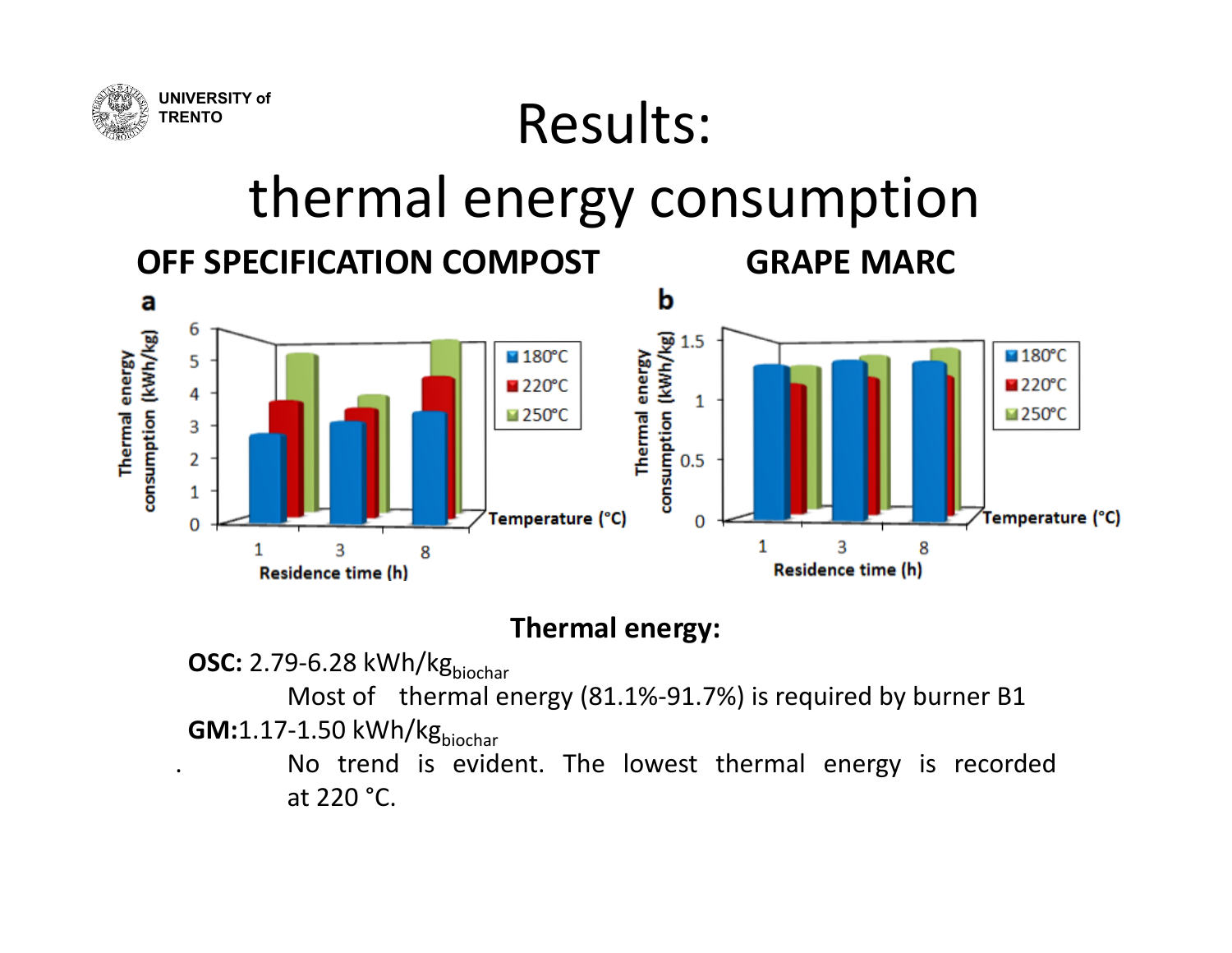# Results: thermal energy consumption

**OFF SPECIFICATION COMPOST** | **GRAPE MARC**

**Thermal energy:**

**OSC:** 2.79-6.28 kWh/$kg_{biochar}$

Most of thermal energy (81.1%-91.7%) is required by burner B1

**GM:** 1.17-1.50 kWh/$kg_{biochar}$

No trend is evident. The lowest thermal energy is recorded at 220 °C.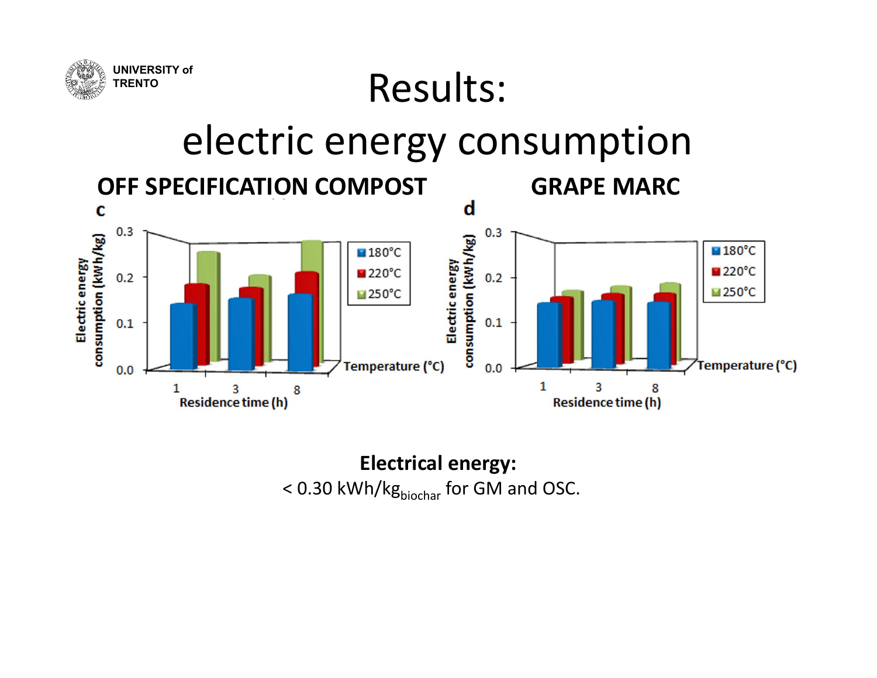# Results: electric energy consumption

**OFF SPECIFICATION COMPOST**

**GRAPE MARC**

**Electrical energy:**

< 0.30 $kWh/kg_{biochar}$ for GM and OSC.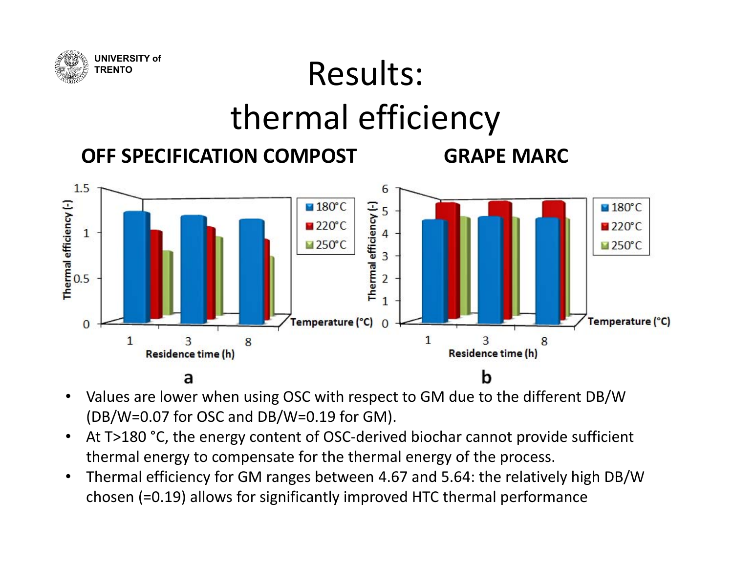# Results: thermal efficiency

**OFF SPECIFICATION COMPOST** **GRAPE MARC**

a b

- Values are lower when using OSC with respect to GM due to the different DB/W (DB/W=0.07 for OSC and DB/W=0.19 for GM).
- At T>180 °C, the energy content of OSC-derived biochar cannot provide sufficient thermal energy to compensate for the thermal energy of the process.
- Thermal efficiency for GM ranges between 4.67 and 5.64: the relatively high DB/W chosen (=0.19) allows for significantly improved HTC thermal performance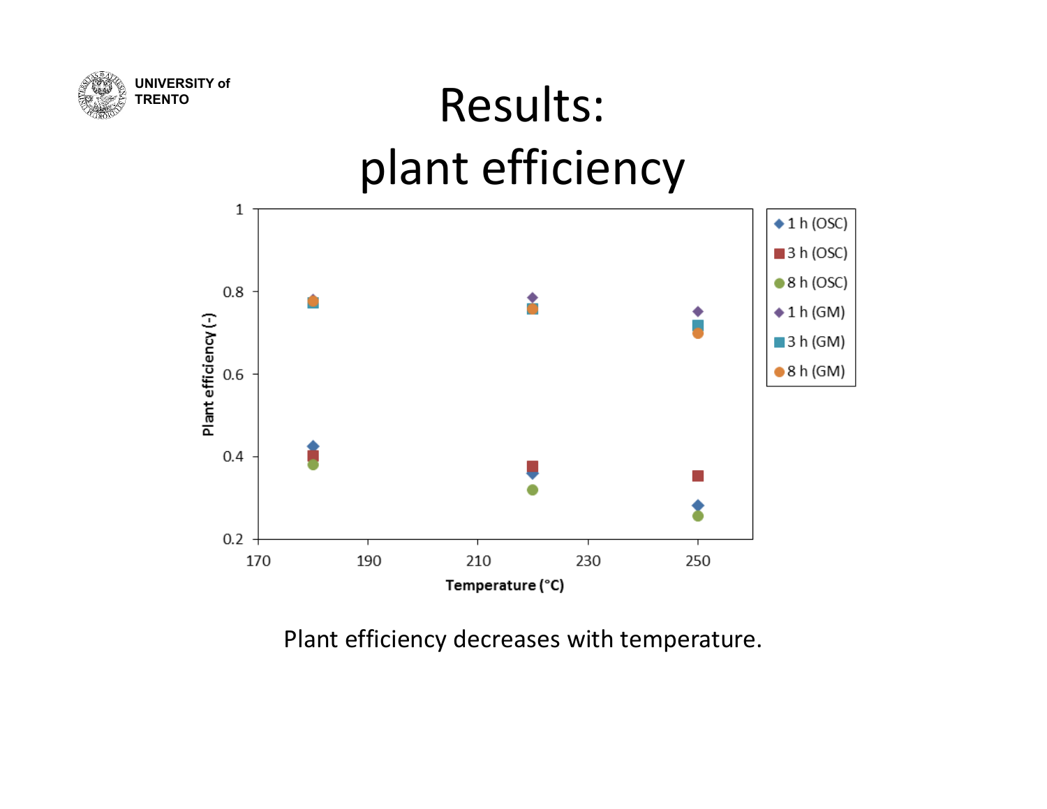# Results: plant efficiency

Plant efficiency decreases with temperature.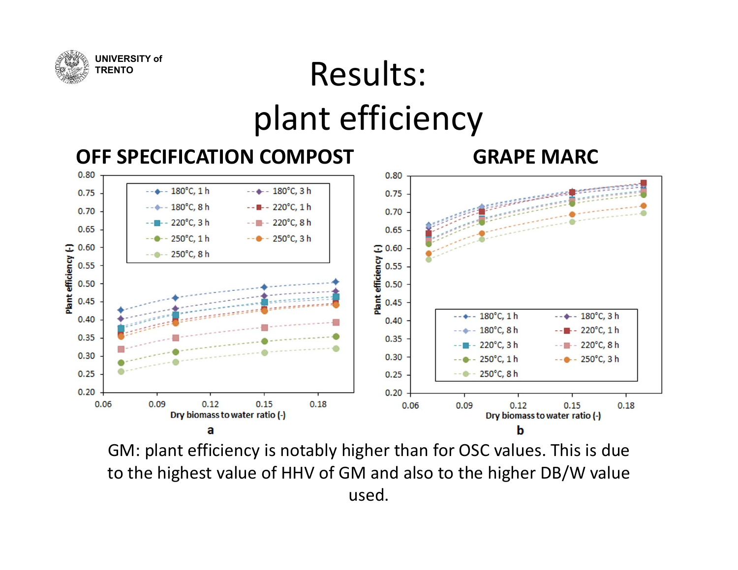# Results: plant efficiency

**OFF SPECIFICATION COMPOST** | **GRAPE MARC**

a | b

GM: plant efficiency is notably higher than for OSC values. This is due to the highest value of HHV of GM and also to the higher DB/W value used.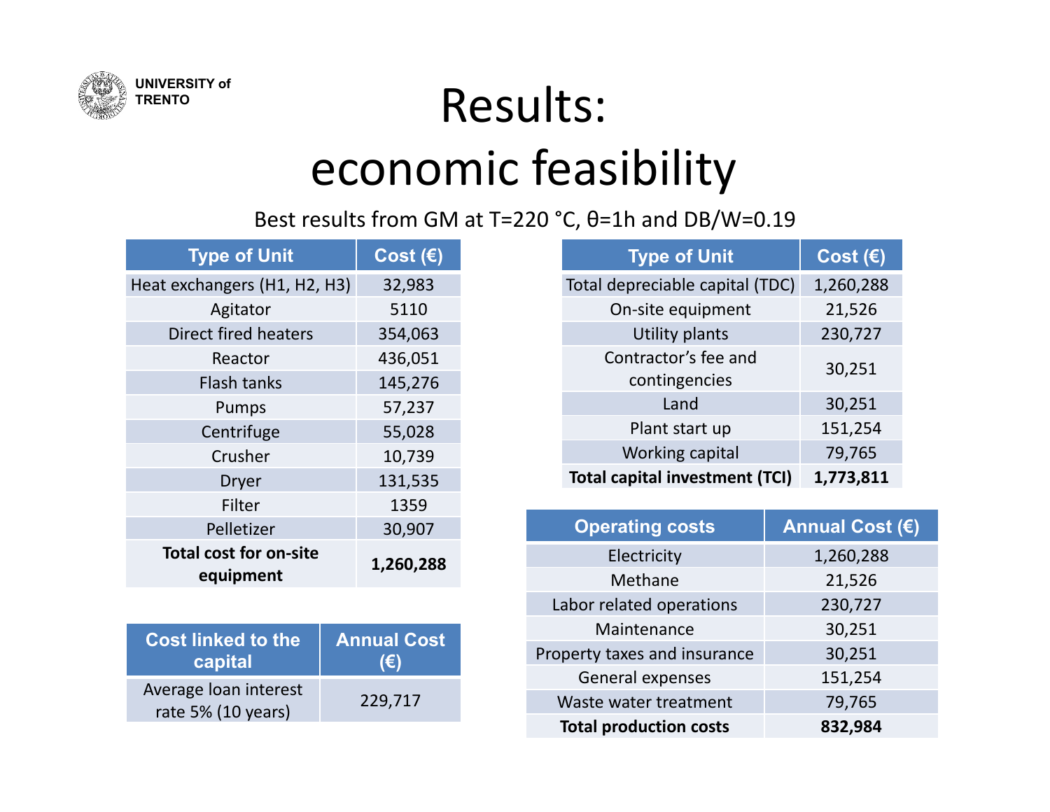# Results: economic feasibility

Best results from GM at T=220 °C, θ=1h and DB/W=0.19

| Type of Unit | Cost (€) |
|---|---|
| Heat exchangers (H1, H2, H3) | 32,983 |
| Agitator | 5110 |
| Direct fired heaters | 354,063 |
| Reactor | 436,051 |
| Flash tanks | 145,276 |
| Pumps | 57,237 |
| Centrifuge | 55,028 |
| Crusher | 10,739 |
| Dryer | 131,535 |
| Filter | 1359 |
| Pelletizer | 30,907 |
| **Total cost for on-site equipment** | **1,260,288** |

| Cost linked to the capital | Annual Cost (€) |
|---|---|
| Average loan interest rate 5% (10 years) | 229,717 |

| Type of Unit | Cost (€) |
|---|---|
| Total depreciable capital (TDC) | 1,260,288 |
| On-site equipment | 21,526 |
| Utility plants | 230,727 |
| Contractor's fee and contingencies | 30,251 |
| Land | 30,251 |
| Plant start up | 151,254 |
| Working capital | 79,765 |
| **Total capital investment (TCI)** | **1,773,811** |

| Operating costs | Annual Cost (€) |
|---|---|
| Electricity | 1,260,288 |
| Methane | 21,526 |
| Labor related operations | 230,727 |
| Maintenance | 30,251 |
| Property taxes and insurance | 30,251 |
| General expenses | 151,254 |
| Waste water treatment | 79,765 |
| **Total production costs** | **832,984** |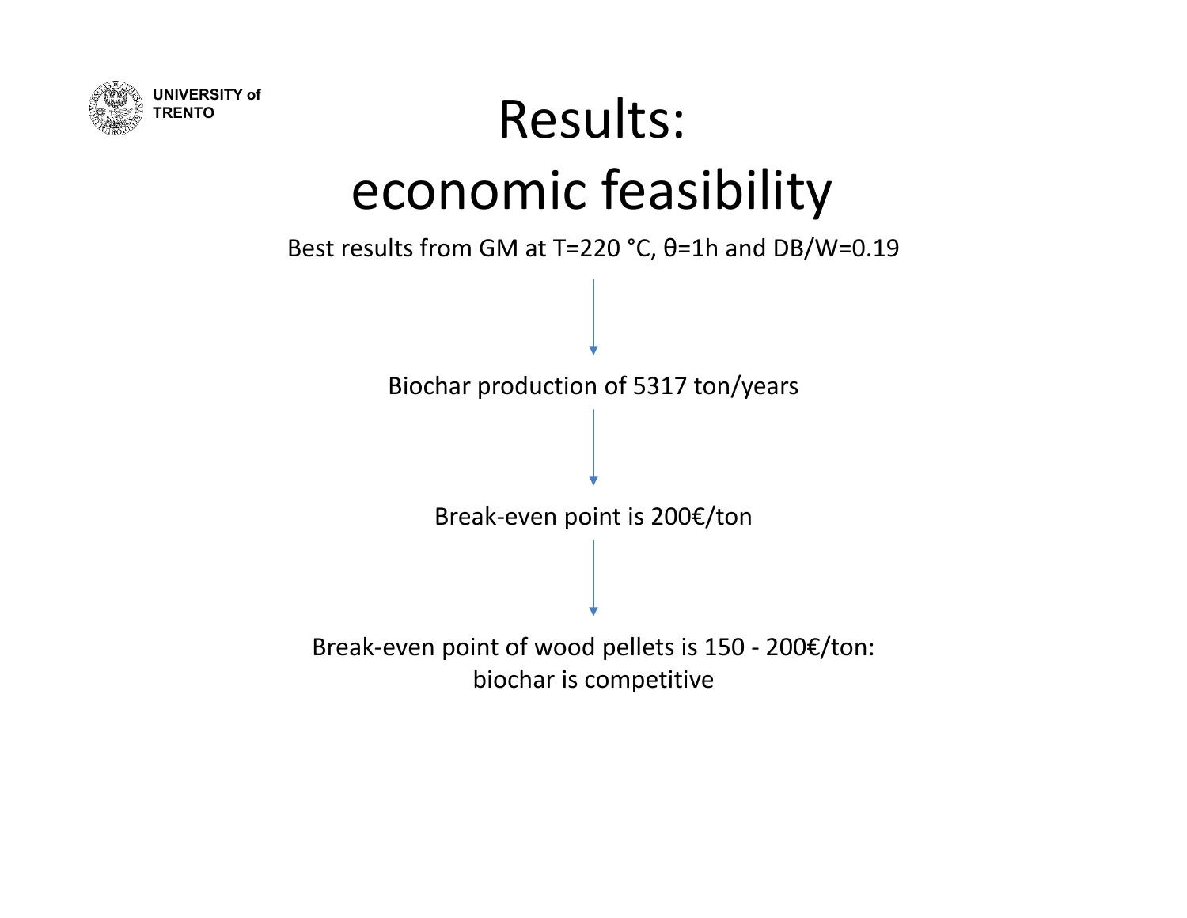# Results: economic feasibility

Best results from GM at $T=220\ °C$, $\theta=1h$ and $DB/W=0.19$

↓

Biochar production of 5317 ton/years

↓

Break-even point is 200€/ton

↓

Break-even point of wood pellets is 150 - 200€/ton: biochar is competitive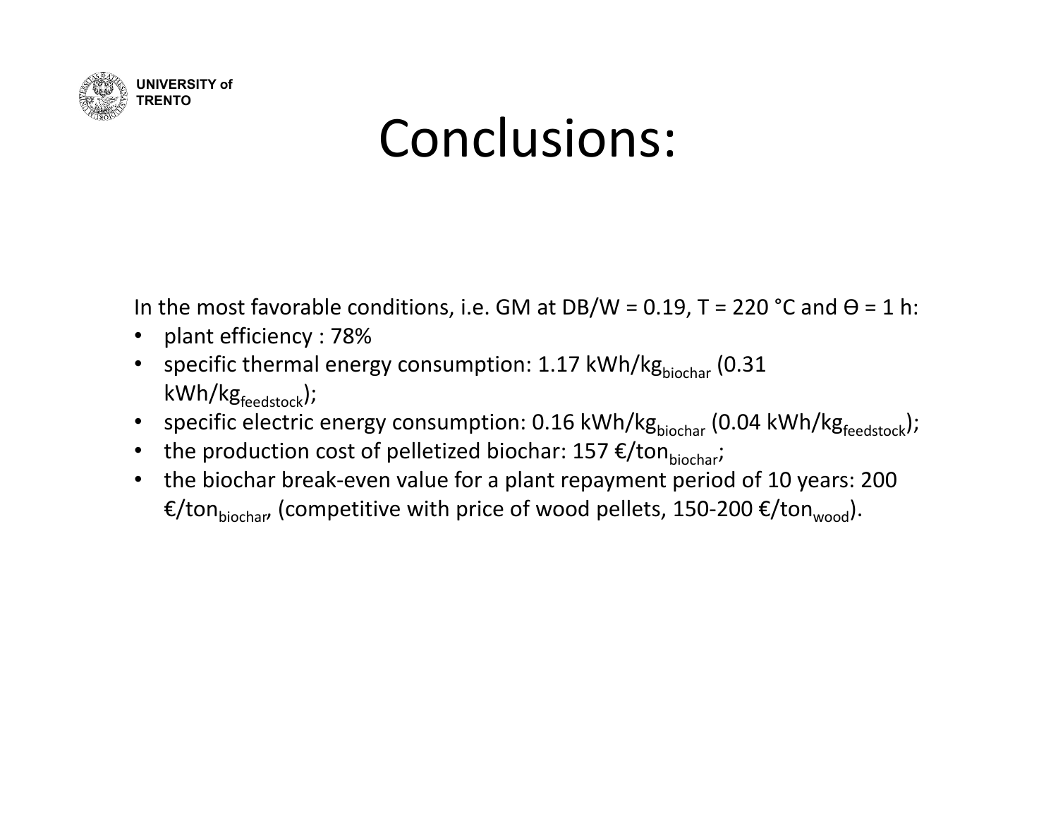# Conclusions:

In the most favorable conditions, i.e. GM at DB/W = 0.19, T = 220 °C and Ө = 1 h:

- plant efficiency : 78%
- specific thermal energy consumption: 1.17 $kWh/kg_{biochar}$ (0.31 $kWh/kg_{feedstock}$);
- specific electric energy consumption: 0.16 $kWh/kg_{biochar}$ (0.04 $kWh/kg_{feedstock}$);
- the production cost of pelletized biochar: 157 $€/ton_{biochar}$;
- the biochar break-even value for a plant repayment period of 10 years: 200 $€/ton_{biochar}$, (competitive with price of wood pellets, 150-200 $€/ton_{wood}$).